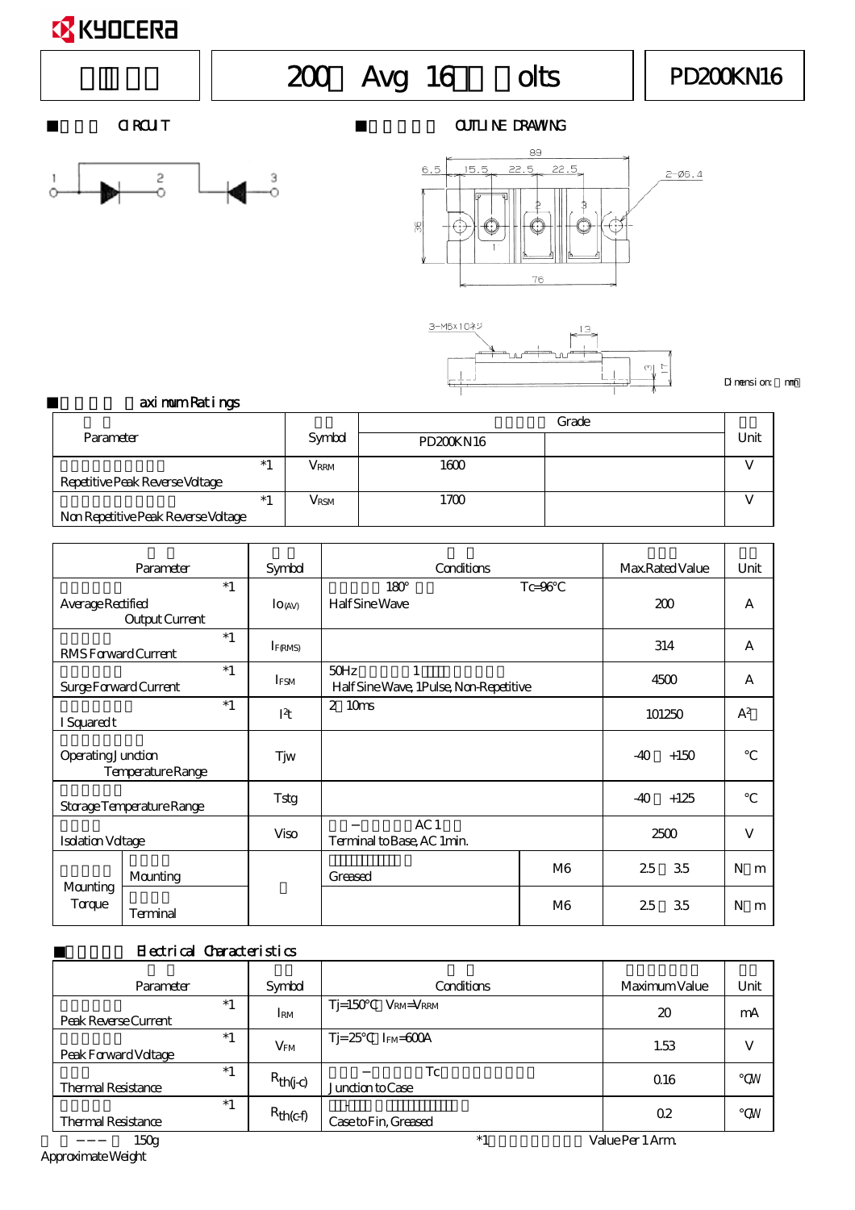KYOCERA

| | 200 Avg 16 olts | PD200KN16 |
|---|---|---|

■ CIRCUIT

■ OUTLINE DRAWING

Dimension: mm

■ Maximum Ratings

| Parameter | | Symbol | Grade PD200KN16 | | Unit |
|---|---|---|---|---|---|
| Repetitive Peak Reverse Voltage | *1 | $V_{RRM}$ | 1600 | | V |
| Non Repetitive Peak Reverse Voltage | *1 | $V_{RSM}$ | 1700 | | V |

| Parameter | | Symbol | Conditions | | Max.Rated Value | Unit |
|---|---|---|---|---|---|---|
| Average Rectified Output Current | *1 | $I_{O(AV)}$ | 180° Half Sine Wave | Tc=96°C | 200 | A |
| RMS Forward Current | *1 | $I_{F(RMS)}$ | | | 314 | A |
| Surge Forward Current | *1 | $I_{FSM}$ | 50Hz 1 Half Sine Wave, 1Pulse, Non-Repetitive | | 4500 | A |
| I Squared t | *1 | $I^2t$ | 2 10ms | | 101250 | $A^2s$ |
| Operating Junction Temperature Range | | Tjw | | | -40 +150 | °C |
| Storage Temperature Range | | Tstg | | | -40 +125 | °C |
| Isolation Voltage | | Viso | AC 1 Terminal to Base, AC 1min. | | 2500 | V |
| Mounting Torque | Mounting | | Greased | M6 | 2.5 3.5 | N m |
| | Terminal | | | M6 | 2.5 3.5 | N m |

■ Electrical Characteristics

| Parameter | | Symbol | Conditions | Maximum Value | Unit |
|---|---|---|---|---|---|
| Peak Reverse Current | *1 | $I_{RM}$ | Tj=150°C $V_{RM}$=$V_{RRM}$ | 20 | mA |
| Peak Forward Voltage | *1 | $V_{FM}$ | Tj=25°C $I_{FM}$=600A | 1.53 | V |
| Thermal Resistance | *1 | $R_{th(j-c)}$ | Tc Junction to Case | 0.16 | °C/W |
| Thermal Resistance | *1 | $R_{th(c-f)}$ | Case to Fin, Greased | 0.2 | °C/W |

Approximate Weight 150g

*1 Value Per 1 Arm.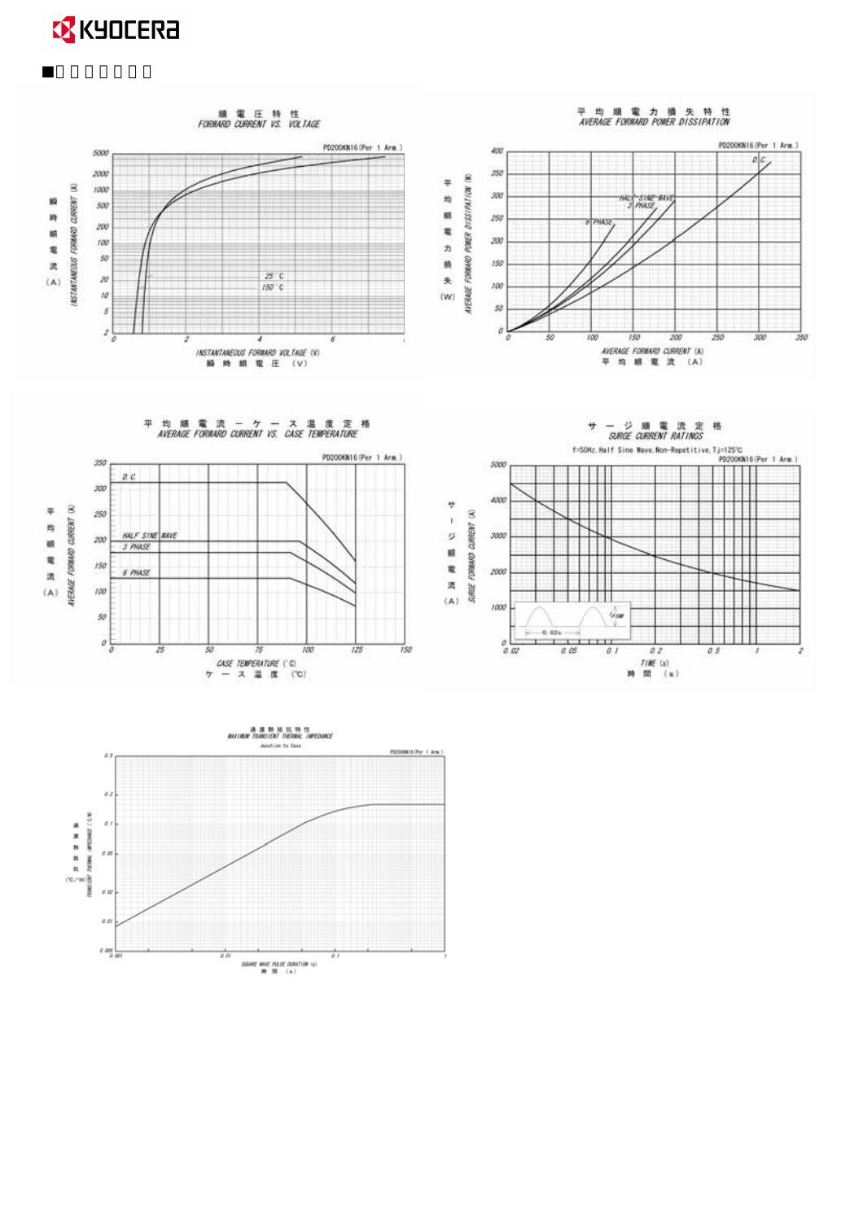KYOCERA

■□□□□□□□

順電圧特性
FORWARD CURRENT VS. VOLTAGE
PD200KN16 (Per 1 Arm.)
瞬時順電流 (A)
INSTANTANEOUS FORWARD CURRENT (A)
5000
2000
1000
500
200
100
50
20
10
5
2
25°C
150°C
0
2
4
6
INSTANTANEOUS FORWARD VOLTAGE (V)
瞬時順電圧 (V)

平均順電力損失特性
AVERAGE FORWARD POWER DISSIPATION
PD200KN16 (Per 1 Arm.)
平均順電力損失 (W)
AVERAGE FORWARD POWER DISSIPATION (W)
400
350
300
250
200
150
100
50
0
D.C.
HALF SINE WAVE
3 PHASE
6 PHASE
0
50
100
150
200
250
300
350
AVERAGE FORWARD CURRENT (A)
平均順電流 (A)

平均順電流－ケース温度定格
AVERAGE FORWARD CURRENT VS. CASE TEMPERATURE
PD200KN16 (Per 1 Arm.)
平均順電流 (A)
AVERAGE FORWARD CURRENT (A)
350
300
250
200
150
100
50
0
D.C.
HALF SINE WAVE
3 PHASE
6 PHASE
0
25
50
75
100
125
150
CASE TEMPERATURE (°C)
ケース温度 (℃)

サージ順電流定格
SURGE CURRENT RATINGS
f=50Hz, Half Sine Wave, Non-Repetitive, Tj=125℃
PD200KN16 (Per 1 Arm.)
サージ順電流 (A)
SURGE FORWARD CURRENT (A)
5000
4000
3000
2000
1000
0
0.02s
$I_{FSM}$
0.02
0.05
0.1
0.2
0.5
1
2
TIME (s)
時間 (s)

過渡熱抵抗特性
MAXIMUM TRANSIENT THERMAL IMPEDANCE
Junction to Case
PD200KN16 (Per 1 Arm.)
過渡熱抵抗 (℃/W)
TRANSIENT THERMAL IMPEDANCE (℃/W)
0.5
0.2
0.1
0.05
0.02
0.01
0.005
0.001
0.01
0.1
1
SQUARE WAVE PULSE DURATION (s)
時間 (s)